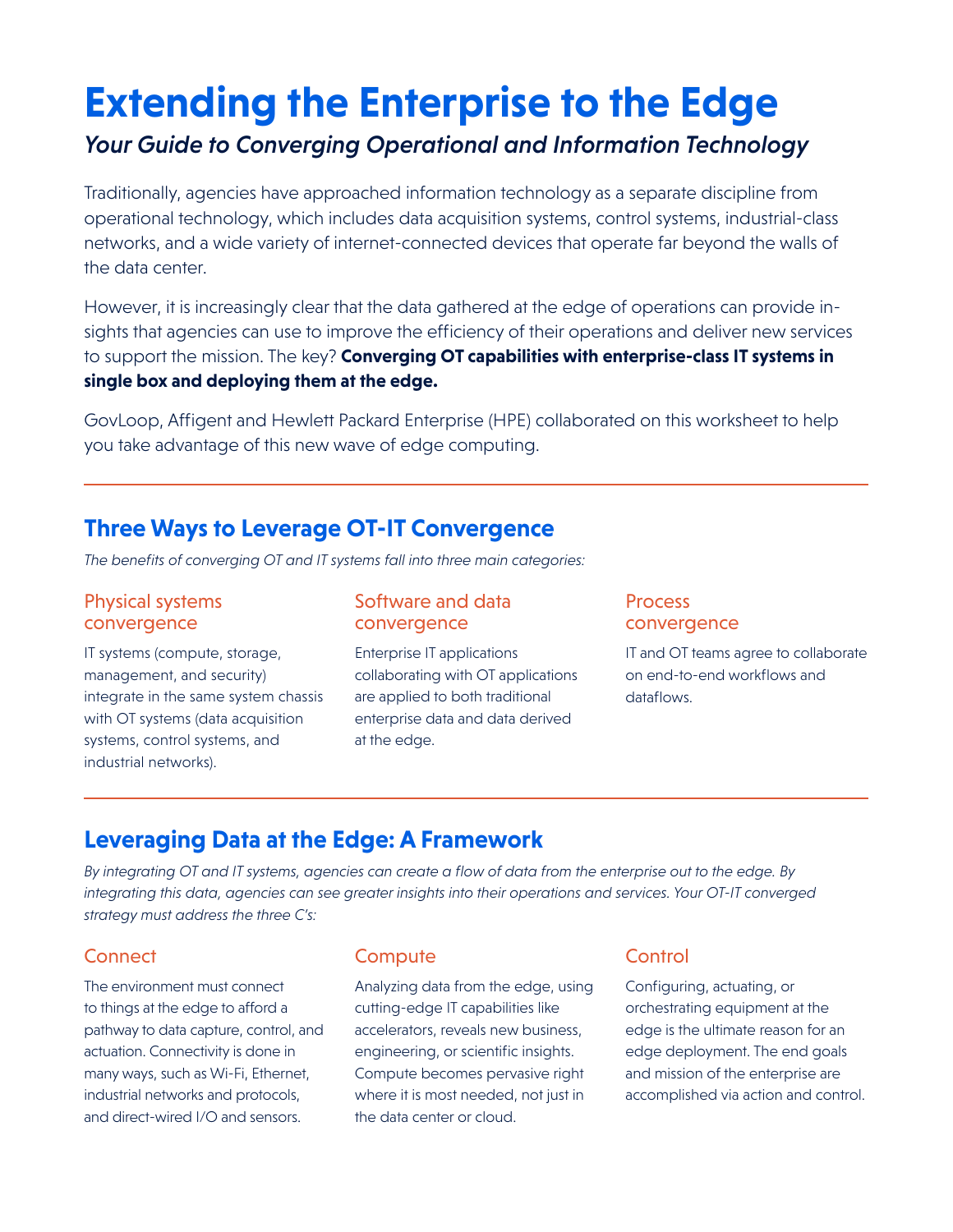# Extending the Enterprise to the Edge

*Your Guide to Converging Operational and Information Technology*

Traditionally, agencies have approached information technology as a separate discipline from operational technology, which includes data acquisition systems, control systems, industrial-class networks, and a wide variety of internet-connected devices that operate far beyond the walls of the data center.

However, it is increasingly clear that the data gathered at the edge of operations can provide insights that agencies can use to improve the efficiency of their operations and deliver new services to support the mission. The key? **Converging OT capabilities with enterprise-class IT systems in single box and deploying them at the edge.**

GovLoop, Affigent and Hewlett Packard Enterprise (HPE) collaborated on this worksheet to help you take advantage of this new wave of edge computing.

---

## Three Ways to Leverage OT-IT Convergence

*The benefits of converging OT and IT systems fall into three main categories:*

### Physical systems convergence

IT systems (compute, storage, management, and security) integrate in the same system chassis with OT systems (data acquisition systems, control systems, and industrial networks).

### Software and data convergence

Enterprise IT applications collaborating with OT applications are applied to both traditional enterprise data and data derived at the edge.

### Process convergence

IT and OT teams agree to collaborate on end-to-end workflows and dataflows.

---

## Leveraging Data at the Edge: A Framework

*By integrating OT and IT systems, agencies can create a flow of data from the enterprise out to the edge. By integrating this data, agencies can see greater insights into their operations and services. Your OT-IT converged strategy must address the three C's:*

### Connect

The environment must connect to things at the edge to afford a pathway to data capture, control, and actuation. Connectivity is done in many ways, such as Wi-Fi, Ethernet, industrial networks and protocols, and direct-wired I/O and sensors.

### Compute

Analyzing data from the edge, using cutting-edge IT capabilities like accelerators, reveals new business, engineering, or scientific insights. Compute becomes pervasive right where it is most needed, not just in the data center or cloud.

### Control

Configuring, actuating, or orchestrating equipment at the edge is the ultimate reason for an edge deployment. The end goals and mission of the enterprise are accomplished via action and control.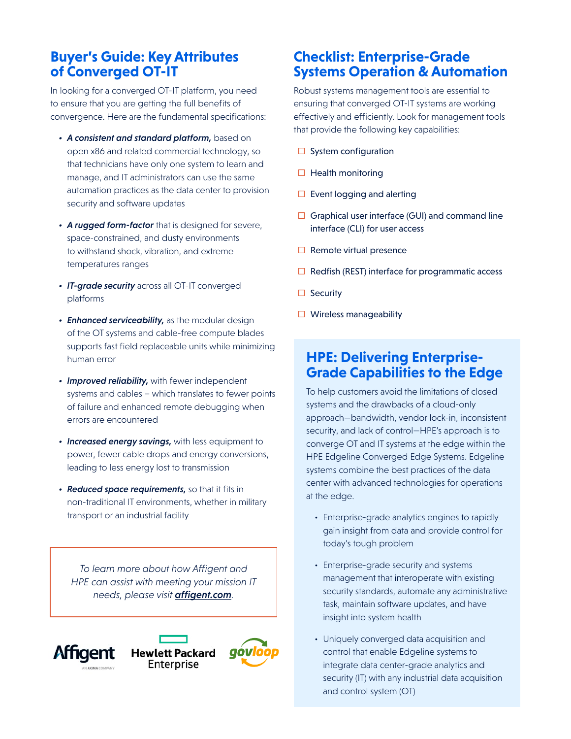## Buyer's Guide: Key Attributes of Converged OT-IT

In looking for a converged OT-IT platform, you need to ensure that you are getting the full benefits of convergence. Here are the fundamental specifications:

- ***A consistent and standard platform,*** based on open x86 and related commercial technology, so that technicians have only one system to learn and manage, and IT administrators can use the same automation practices as the data center to provision security and software updates
- ***A rugged form-factor*** that is designed for severe, space-constrained, and dusty environments to withstand shock, vibration, and extreme temperatures ranges
- ***IT-grade security*** across all OT-IT converged platforms
- ***Enhanced serviceability,*** as the modular design of the OT systems and cable-free compute blades supports fast field replaceable units while minimizing human error
- ***Improved reliability,*** with fewer independent systems and cables – which translates to fewer points of failure and enhanced remote debugging when errors are encountered
- ***Increased energy savings,*** with less equipment to power, fewer cable drops and energy conversions, leading to less energy lost to transmission
- ***Reduced space requirements,*** so that it fits in non-traditional IT environments, whether in military transport or an industrial facility

*To learn more about how Affigent and HPE can assist with meeting your mission IT needs, please visit **affigent.com**.*

Affigent AN AKIMA COMPANY

Hewlett Packard Enterprise

govloop

## Checklist: Enterprise-Grade Systems Operation & Automation

Robust systems management tools are essential to ensuring that converged OT-IT systems are working effectively and efficiently. Look for management tools that provide the following key capabilities:

- [ ] System configuration
- [ ] Health monitoring
- [ ] Event logging and alerting
- [ ] Graphical user interface (GUI) and command line interface (CLI) for user access
- [ ] Remote virtual presence
- [ ] Redfish (REST) interface for programmatic access
- [ ] Security
- [ ] Wireless manageability

## HPE: Delivering Enterprise-Grade Capabilities to the Edge

To help customers avoid the limitations of closed systems and the drawbacks of a cloud-only approach—bandwidth, vendor lock-in, inconsistent security, and lack of control—HPE's approach is to converge OT and IT systems at the edge within the HPE Edgeline Converged Edge Systems. Edgeline systems combine the best practices of the data center with advanced technologies for operations at the edge.

- Enterprise-grade analytics engines to rapidly gain insight from data and provide control for today's tough problem
- Enterprise-grade security and systems management that interoperate with existing security standards, automate any administrative task, maintain software updates, and have insight into system health
- Uniquely converged data acquisition and control that enable Edgeline systems to integrate data center-grade analytics and security (IT) with any industrial data acquisition and control system (OT)